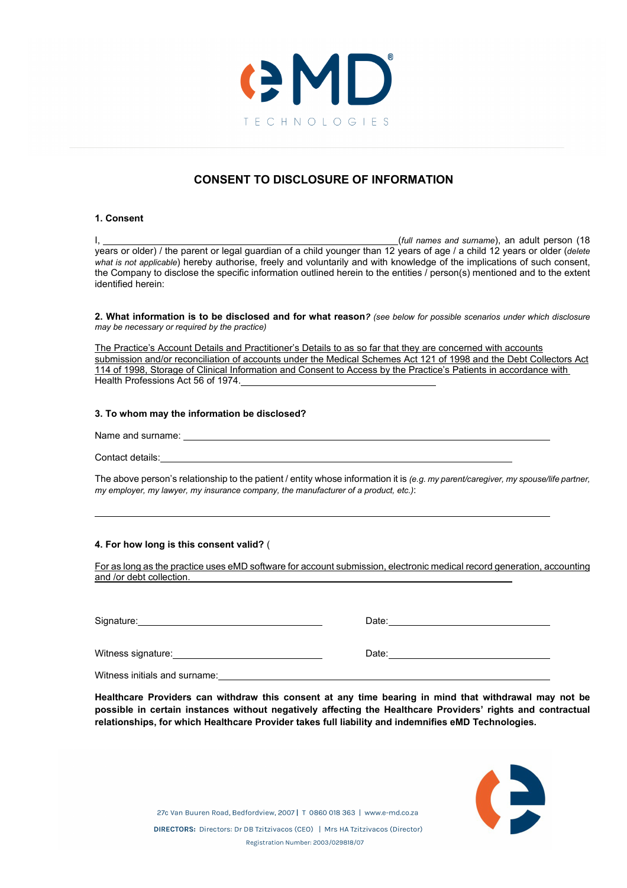eMD TECHNOLOGIES

# CONSENT TO DISCLOSURE OF INFORMATION

### 1. Consent

I, \_\_\_\_\_\_\_\_\_\_\_\_\_\_\_\_\_\_\_\_\_\_\_\_\_\_\_\_\_\_\_\_\_\_\_\_\_\_\_\_\_\_\_\_\_\_\_\_(*full names and surname*), an adult person (18 years or older) / the parent or legal guardian of a child younger than 12 years of age / a child 12 years or older (*delete what is not applicable*) hereby authorise, freely and voluntarily and with knowledge of the implications of such consent, the Company to disclose the specific information outlined herein to the entities / person(s) mentioned and to the extent identified herein:

### 2. What information is to be disclosed and for what reason? *(see below for possible scenarios under which disclosure may be necessary or required by the practice)*

The Practice's Account Details and Practitioner's Details to as so far that they are concerned with accounts submission and/or reconciliation of accounts under the Medical Schemes Act 121 of 1998 and the Debt Collectors Act 114 of 1998, Storage of Clinical Information and Consent to Access by the Practice's Patients in accordance with Health Professions Act 56 of 1974.\_\_\_\_\_\_\_\_\_\_\_\_\_\_\_\_\_\_\_\_\_\_\_\_\_\_\_\_\_\_\_\_\_\_\_\_

### 3. To whom may the information be disclosed?

Name and surname: \_\_\_\_\_\_\_\_\_\_\_\_\_\_\_\_\_\_\_\_\_\_\_\_\_\_\_\_\_\_\_\_\_\_\_\_\_\_\_\_\_\_\_\_\_\_\_\_\_\_\_\_\_\_\_\_\_\_\_\_

Contact details:\_\_\_\_\_\_\_\_\_\_\_\_\_\_\_\_\_\_\_\_\_\_\_\_\_\_\_\_\_\_\_\_\_\_\_\_\_\_\_\_\_\_\_\_\_\_\_\_\_\_\_\_\_\_\_\_\_\_\_\_

The above person's relationship to the patient / entity whose information it is *(e.g. my parent/caregiver, my spouse/life partner, my employer, my lawyer, my insurance company, the manufacturer of a product, etc.)*:

\_\_\_\_\_\_\_\_\_\_\_\_\_\_\_\_\_\_\_\_\_\_\_\_\_\_\_\_\_\_\_\_\_\_\_\_\_\_\_\_\_\_\_\_\_\_\_\_\_\_\_\_\_\_\_\_\_\_\_\_\_\_\_\_\_\_\_\_\_\_\_\_\_\_\_\_

### 4. For how long is this consent valid? (

For as long as the practice uses eMD software for account submission, electronic medical record generation, accounting and /or debt collection.\_\_\_\_\_\_\_\_\_\_\_\_\_\_\_\_\_\_\_\_\_\_\_\_\_\_\_\_\_\_\_\_\_\_\_\_\_\_\_\_\_\_\_\_\_\_

Signature:\_\_\_\_\_\_\_\_\_\_\_\_\_\_\_\_\_\_\_\_\_\_\_\_\_\_\_\_\_\_\_\_\_\_\_\_ Date:\_\_\_\_\_\_\_\_\_\_\_\_\_\_\_\_\_\_\_\_\_\_\_\_\_\_\_\_\_\_\_\_

Witness signature:\_\_\_\_\_\_\_\_\_\_\_\_\_\_\_\_\_\_\_\_\_\_\_\_\_\_\_\_\_\_ Date:\_\_\_\_\_\_\_\_\_\_\_\_\_\_\_\_\_\_\_\_\_\_\_\_\_\_\_\_\_\_\_\_

Witness initials and surname:\_\_\_\_\_\_\_\_\_\_\_\_\_\_\_\_\_\_\_\_\_\_\_\_\_\_\_\_\_\_\_\_\_\_\_\_\_\_\_\_\_\_\_\_\_\_\_\_\_\_\_\_\_\_\_\_\_\_\_\_\_\_

**Healthcare Providers can withdraw this consent at any time bearing in mind that withdrawal may not be possible in certain instances without negatively affecting the Healthcare Providers' rights and contractual relationships, for which Healthcare Provider takes full liability and indemnifies eMD Technologies.**

27c Van Buuren Road, Bedfordview, 2007 | T 0860 018 363 | www.e-md.co.za

**DIRECTORS:** Directors: Dr DB Tzitzivacos (CEO) | Mrs HA Tzitzivacos (Director)

Registration Number: 2003/029818/07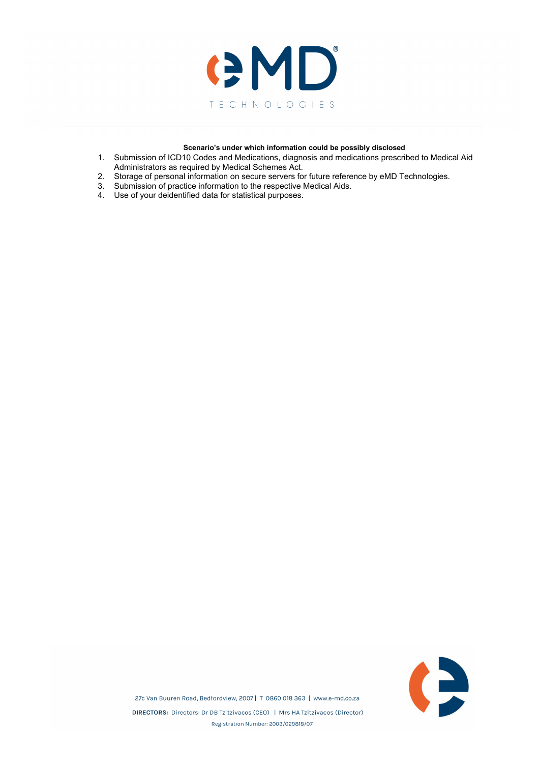**Scenario's under which information could be possibly disclosed**

1. Submission of ICD10 Codes and Medications, diagnosis and medications prescribed to Medical Aid Administrators as required by Medical Schemes Act.
2. Storage of personal information on secure servers for future reference by eMD Technologies.
3. Submission of practice information to the respective Medical Aids.
4. Use of your deidentified data for statistical purposes.